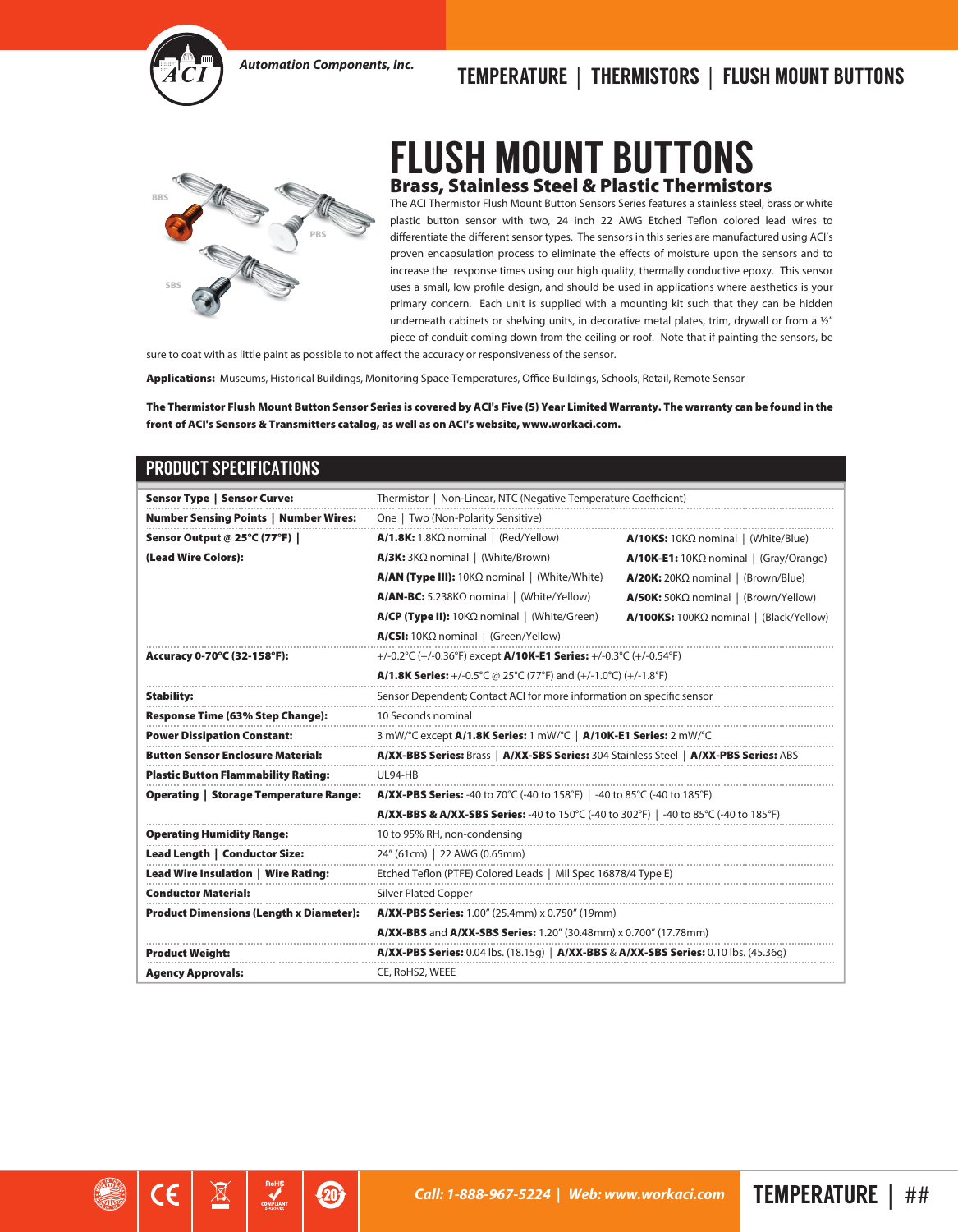# FLUSH MOUNT BUTTONS

## Brass, Stainless Steel & Plastic Thermistors

The ACI Thermistor Flush Mount Button Sensors Series features a stainless steel, brass or white plastic button sensor with two, 24 inch 22 AWG Etched Teflon colored lead wires to differentiate the different sensor types. The sensors in this series are manufactured using ACI's proven encapsulation process to eliminate the effects of moisture upon the sensors and to increase the response times using our high quality, thermally conductive epoxy. This sensor uses a small, low profile design, and should be used in applications where aesthetics is your primary concern. Each unit is supplied with a mounting kit such that they can be hidden underneath cabinets or shelving units, in decorative metal plates, trim, drywall or from a ½" piece of conduit coming down from the ceiling or roof. Note that if painting the sensors, be sure to coat with as little paint as possible to not affect the accuracy or responsiveness of the sensor.

**Applications:** Museums, Historical Buildings, Monitoring Space Temperatures, Office Buildings, Schools, Retail, Remote Sensor

**The Thermistor Flush Mount Button Sensor Series is covered by ACI's Five (5) Year Limited Warranty. The warranty can be found in the front of ACI's Sensors & Transmitters catalog, as well as on ACI's website, www.workaci.com.**

## PRODUCT SPECIFICATIONS

| | | |
|---|---|---|
| **Sensor Type \| Sensor Curve:** | Thermistor \| Non-Linear, NTC (Negative Temperature Coefficient) | |
| **Number Sensing Points \| Number Wires:** | One \| Two (Non-Polarity Sensitive) | |
| **Sensor Output @ 25°C (77°F) \| (Lead Wire Colors):** | **A/1.8K:** 1.8KΩ nominal \| (Red/Yellow) | **A/10KS:** 10KΩ nominal \| (White/Blue) |
| | **A/3K:** 3KΩ nominal \| (White/Brown) | **A/10K-E1:** 10KΩ nominal \| (Gray/Orange) |
| | **A/AN (Type III):** 10KΩ nominal \| (White/White) | **A/20K:** 20KΩ nominal \| (Brown/Blue) |
| | **A/AN-BC:** 5.238KΩ nominal \| (White/Yellow) | **A/50K:** 50KΩ nominal \| (Brown/Yellow) |
| | **A/CP (Type II):** 10KΩ nominal \| (White/Green) | **A/100KS:** 100KΩ nominal \| (Black/Yellow) |
| | **A/CSI:** 10KΩ nominal \| (Green/Yellow) | |
| **Accuracy 0-70°C (32-158°F):** | +/-0.2°C (+/-0.36°F) except **A/10K-E1 Series:** +/-0.3°C (+/-0.54°F) | |
| | **A/1.8K Series:** +/-0.5°C @ 25°C (77°F) and (+/-1.0°C) (+/-1.8°F) | |
| **Stability:** | Sensor Dependent; Contact ACI for more information on specific sensor | |
| **Response Time (63% Step Change):** | 10 Seconds nominal | |
| **Power Dissipation Constant:** | 3 mW/°C except **A/1.8K Series:** 1 mW/°C \| **A/10K-E1 Series:** 2 mW/°C | |
| **Button Sensor Enclosure Material:** | **A/XX-BBS Series:** Brass \| **A/XX-SBS Series:** 304 Stainless Steel \| **A/XX-PBS Series:** ABS | |
| **Plastic Button Flammability Rating:** | UL94-HB | |
| **Operating \| Storage Temperature Range:** | **A/XX-PBS Series:** -40 to 70°C (-40 to 158°F) \| -40 to 85°C (-40 to 185°F) | |
| | **A/XX-BBS & A/XX-SBS Series:** -40 to 150°C (-40 to 302°F) \| -40 to 85°C (-40 to 185°F) | |
| **Operating Humidity Range:** | 10 to 95% RH, non-condensing | |
| **Lead Length \| Conductor Size:** | 24" (61cm) \| 22 AWG (0.65mm) | |
| **Lead Wire Insulation \| Wire Rating:** | Etched Teflon (PTFE) Colored Leads \| Mil Spec 16878/4 Type E) | |
| **Conductor Material:** | Silver Plated Copper | |
| **Product Dimensions (Length x Diameter):** | **A/XX-PBS Series:** 1.00" (25.4mm) x 0.750" (19mm) | |
| | **A/XX-BBS** and **A/XX-SBS Series:** 1.20" (30.48mm) x 0.700" (17.78mm) | |
| **Product Weight:** | **A/XX-PBS Series:** 0.04 lbs. (18.15g) \| **A/XX-BBS** & **A/XX-SBS Series:** 0.10 lbs. (45.36g) | |
| **Agency Approvals:** | CE, RoHS2, WEEE | |

*Call: 1-888-967-5224 | Web: www.workaci.com*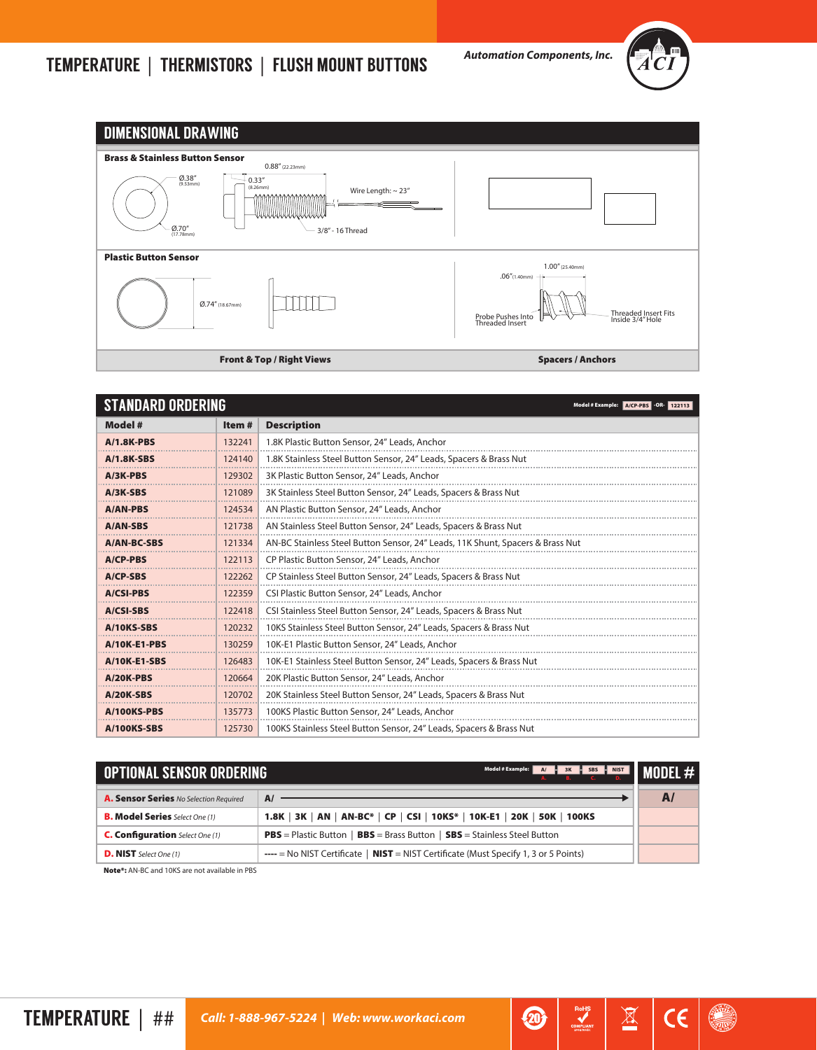## DIMENSIONAL DRAWING

**Brass & Stainless Button Sensor**

0.88" (22.23mm)
Ø.38" (9.53mm)
0.33" (8.26mm)
Wire Length: ~ 23"
Ø.70" (17.78mm)
3/8" - 16 Thread

**Plastic Button Sensor**

Ø.74" (18.67mm)

1.00" (25.40mm)
.06" (1.40mm)
Probe Pushes Into Threaded Insert
Threaded Insert Fits Inside 3/4" Hole

**Front & Top / Right Views** | **Spacers / Anchors**

## STANDARD ORDERING

Model # Example: A/CP-PBS -OR- 122113

| Model # | Item # | Description |
|---|---|---|
| **A/1.8K-PBS** | 132241 | 1.8K Plastic Button Sensor, 24" Leads, Anchor |
| **A/1.8K-SBS** | 124140 | 1.8K Stainless Steel Button Sensor, 24" Leads, Spacers & Brass Nut |
| **A/3K-PBS** | 129302 | 3K Plastic Button Sensor, 24" Leads, Anchor |
| **A/3K-SBS** | 121089 | 3K Stainless Steel Button Sensor, 24" Leads, Spacers & Brass Nut |
| **A/AN-PBS** | 124534 | AN Plastic Button Sensor, 24" Leads, Anchor |
| **A/AN-SBS** | 121738 | AN Stainless Steel Button Sensor, 24" Leads, Spacers & Brass Nut |
| **A/AN-BC-SBS** | 121334 | AN-BC Stainless Steel Button Sensor, 24" Leads, 11K Shunt, Spacers & Brass Nut |
| **A/CP-PBS** | 122113 | CP Plastic Button Sensor, 24" Leads, Anchor |
| **A/CP-SBS** | 122262 | CP Stainless Steel Button Sensor, 24" Leads, Spacers & Brass Nut |
| **A/CSI-PBS** | 122359 | CSI Plastic Button Sensor, 24" Leads, Anchor |
| **A/CSI-SBS** | 122418 | CSI Stainless Steel Button Sensor, 24" Leads, Spacers & Brass Nut |
| **A/10KS-SBS** | 120232 | 10KS Stainless Steel Button Sensor, 24" Leads, Spacers & Brass Nut |
| **A/10K-E1-PBS** | 130259 | 10K-E1 Plastic Button Sensor, 24" Leads, Anchor |
| **A/10K-E1-SBS** | 126483 | 10K-E1 Stainless Steel Button Sensor, 24" Leads, Spacers & Brass Nut |
| **A/20K-PBS** | 120664 | 20K Plastic Button Sensor, 24" Leads, Anchor |
| **A/20K-SBS** | 120702 | 20K Stainless Steel Button Sensor, 24" Leads, Spacers & Brass Nut |
| **A/100KS-PBS** | 135773 | 100KS Plastic Button Sensor, 24" Leads, Anchor |
| **A/100KS-SBS** | 125730 | 100KS Stainless Steel Button Sensor, 24" Leads, Spacers & Brass Nut |

## OPTIONAL SENSOR ORDERING

Model # Example: A/ - 3K - SBS - NIST (A. B. C. D.)

| | | MODEL # |
|---|---|---|
| **A. Sensor Series** *No Selection Required* | **A/** | **A/** |
| **B. Model Series** *Select One (1)* | **1.8K** \| **3K** \| **AN** \| **AN-BC*** \| **CP** \| **CSI** \| **10KS*** \| **10K-E1** \| **20K** \| **50K** \| **100KS** | |
| **C. Configuration** *Select One (1)* | **PBS** = Plastic Button \| **BBS** = Brass Button \| **SBS** = Stainless Steel Button | |
| **D. NIST** *Select One (1)* | **----** = No NIST Certificate \| **NIST** = NIST Certificate (Must Specify 1, 3 or 5 Points) | |

**Note*:** AN-BC and 10KS are not available in PBS